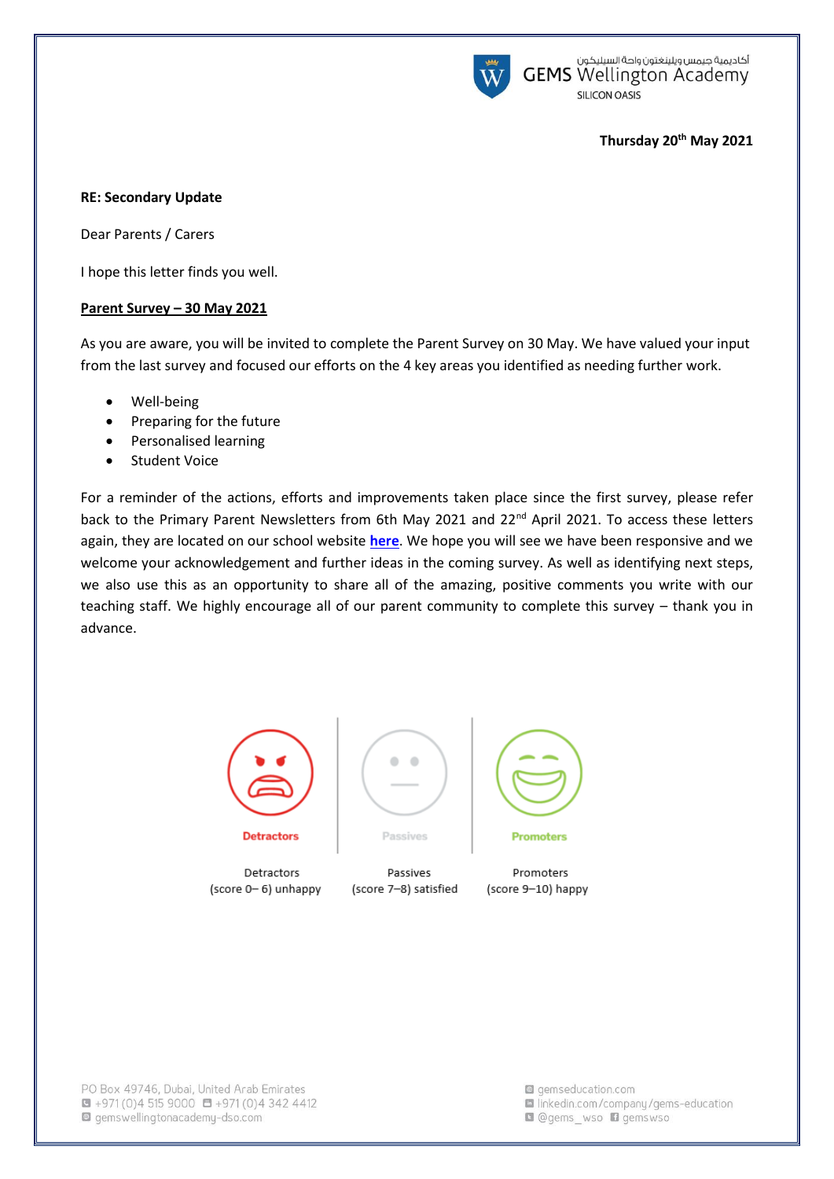أكاديمية جيمس ويلينغتون واحة السيليكون
GEMS Wellington Academy
SILICON OASIS

**Thursday 20th May 2021**

**RE: Secondary Update**

Dear Parents / Carers

I hope this letter finds you well.

## Parent Survey – 30 May 2021

As you are aware, you will be invited to complete the Parent Survey on 30 May. We have valued your input from the last survey and focused our efforts on the 4 key areas you identified as needing further work.

- Well-being
- Preparing for the future
- Personalised learning
- Student Voice

For a reminder of the actions, efforts and improvements taken place since the first survey, please refer back to the Primary Parent Newsletters from 6th May 2021 and 22nd April 2021. To access these letters again, they are located on our school website **here**. We hope you will see we have been responsive and we welcome your acknowledgement and further ideas in the coming survey. As well as identifying next steps, we also use this as an opportunity to share all of the amazing, positive comments you write with our teaching staff. We highly encourage all of our parent community to complete this survey – thank you in advance.

Detractors
Passives
Promoters

Detractors (score 0– 6) unhappy
Passives (score 7–8) satisfied
Promoters (score 9–10) happy

PO Box 49746, Dubai, United Arab Emirates
+971 (0)4 515 9000 +971 (0)4 342 4412
gemswellingtonacademy-dso.com

gemseducation.com
linkedin.com/company/gems-education
@gems_wso gemswso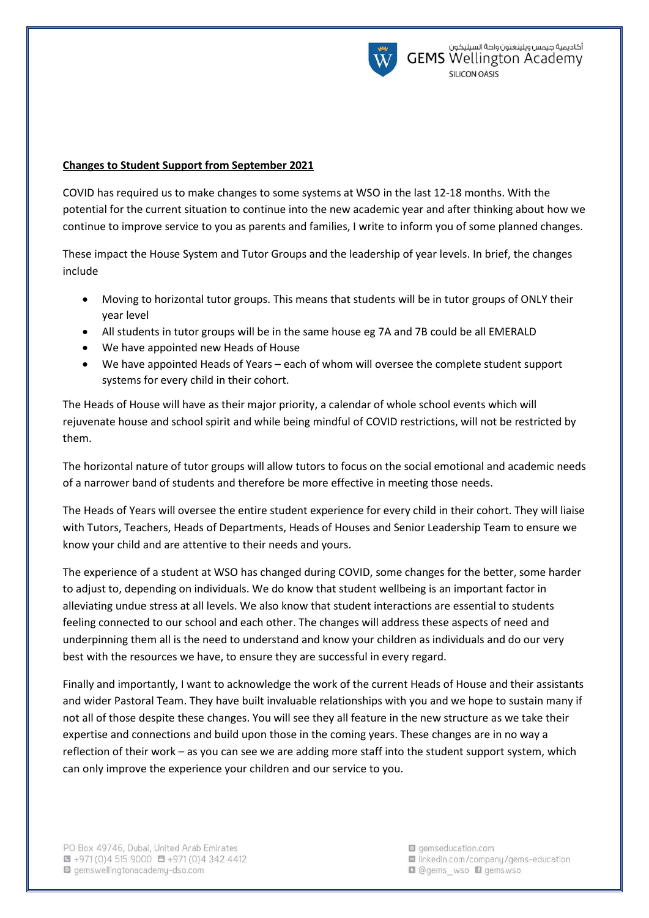**Changes to Student Support from September 2021**

COVID has required us to make changes to some systems at WSO in the last 12-18 months. With the potential for the current situation to continue into the new academic year and after thinking about how we continue to improve service to you as parents and families, I write to inform you of some planned changes.

These impact the House System and Tutor Groups and the leadership of year levels. In brief, the changes include

- Moving to horizontal tutor groups. This means that students will be in tutor groups of ONLY their year level
- All students in tutor groups will be in the same house eg 7A and 7B could be all EMERALD
- We have appointed new Heads of House
- We have appointed Heads of Years – each of whom will oversee the complete student support systems for every child in their cohort.

The Heads of House will have as their major priority, a calendar of whole school events which will rejuvenate house and school spirit and while being mindful of COVID restrictions, will not be restricted by them.

The horizontal nature of tutor groups will allow tutors to focus on the social emotional and academic needs of a narrower band of students and therefore be more effective in meeting those needs.

The Heads of Years will oversee the entire student experience for every child in their cohort. They will liaise with Tutors, Teachers, Heads of Departments, Heads of Houses and Senior Leadership Team to ensure we know your child and are attentive to their needs and yours.

The experience of a student at WSO has changed during COVID, some changes for the better, some harder to adjust to, depending on individuals. We do know that student wellbeing is an important factor in alleviating undue stress at all levels. We also know that student interactions are essential to students feeling connected to our school and each other. The changes will address these aspects of need and underpinning them all is the need to understand and know your children as individuals and do our very best with the resources we have, to ensure they are successful in every regard.

Finally and importantly, I want to acknowledge the work of the current Heads of House and their assistants and wider Pastoral Team. They have built invaluable relationships with you and we hope to sustain many if not all of those despite these changes. You will see they all feature in the new structure as we take their expertise and connections and build upon those in the coming years. These changes are in no way a reflection of their work – as you can see we are adding more staff into the student support system, which can only improve the experience your children and our service to you.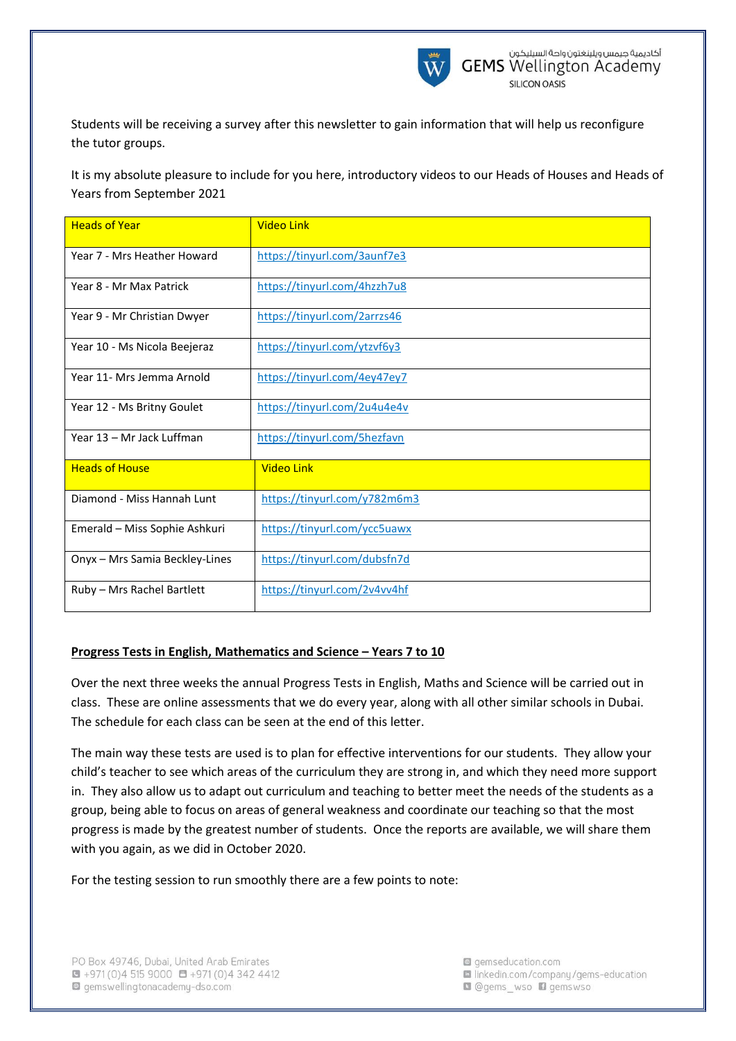Students will be receiving a survey after this newsletter to gain information that will help us reconfigure the tutor groups.

It is my absolute pleasure to include for you here, introductory videos to our Heads of Houses and Heads of Years from September 2021

| Heads of Year | Video Link |
|---|---|
| Year 7 - Mrs Heather Howard | https://tinyurl.com/3aunf7e3 |
| Year 8 - Mr Max Patrick | https://tinyurl.com/4hzzh7u8 |
| Year 9 - Mr Christian Dwyer | https://tinyurl.com/2arrzs46 |
| Year 10 - Ms Nicola Beejeraz | https://tinyurl.com/ytzvf6y3 |
| Year 11- Mrs Jemma Arnold | https://tinyurl.com/4ey47ey7 |
| Year 12 - Ms Britny Goulet | https://tinyurl.com/2u4u4e4v |
| Year 13 – Mr Jack Luffman | https://tinyurl.com/5hezfavn |
| **Heads of House** | **Video Link** |
| Diamond - Miss Hannah Lunt | https://tinyurl.com/y782m6m3 |
| Emerald – Miss Sophie Ashkuri | https://tinyurl.com/ycc5uawx |
| Onyx – Mrs Samia Beckley-Lines | https://tinyurl.com/dubsfn7d |
| Ruby – Mrs Rachel Bartlett | https://tinyurl.com/2v4vv4hf |

**Progress Tests in English, Mathematics and Science – Years 7 to 10**

Over the next three weeks the annual Progress Tests in English, Maths and Science will be carried out in class. These are online assessments that we do every year, along with all other similar schools in Dubai. The schedule for each class can be seen at the end of this letter.

The main way these tests are used is to plan for effective interventions for our students. They allow your child's teacher to see which areas of the curriculum they are strong in, and which they need more support in. They also allow us to adapt out curriculum and teaching to better meet the needs of the students as a group, being able to focus on areas of general weakness and coordinate our teaching so that the most progress is made by the greatest number of students. Once the reports are available, we will share them with you again, as we did in October 2020.

For the testing session to run smoothly there are a few points to note: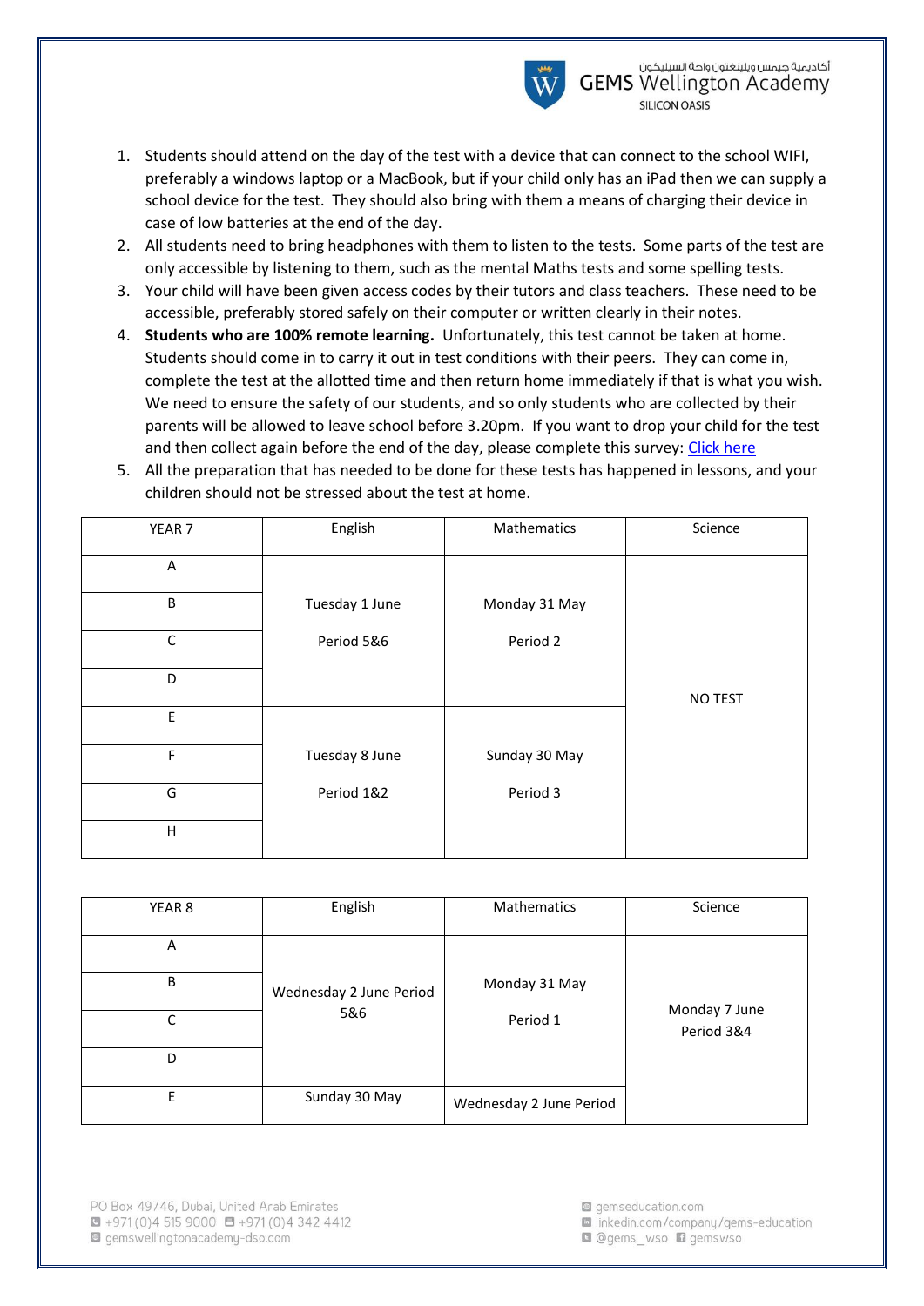1. Students should attend on the day of the test with a device that can connect to the school WIFI, preferably a windows laptop or a MacBook, but if your child only has an iPad then we can supply a school device for the test. They should also bring with them a means of charging their device in case of low batteries at the end of the day.
2. All students need to bring headphones with them to listen to the tests. Some parts of the test are only accessible by listening to them, such as the mental Maths tests and some spelling tests.
3. Your child will have been given access codes by their tutors and class teachers. These need to be accessible, preferably stored safely on their computer or written clearly in their notes.
4. **Students who are 100% remote learning.** Unfortunately, this test cannot be taken at home. Students should come in to carry it out in test conditions with their peers. They can come in, complete the test at the allotted time and then return home immediately if that is what you wish. We need to ensure the safety of our students, and so only students who are collected by their parents will be allowed to leave school before 3.20pm. If you want to drop your child for the test and then collect again before the end of the day, please complete this survey: Click here
5. All the preparation that has needed to be done for these tests has happened in lessons, and your children should not be stressed about the test at home.

| YEAR 7 | English | Mathematics | Science |
|---|---|---|---|
| A | Tuesday 1 June Period 5&6 | Monday 31 May Period 2 | NO TEST |
| B | | | |
| C | | | |
| D | | | |
| E | Tuesday 8 June Period 1&2 | Sunday 30 May Period 3 | |
| F | | | |
| G | | | |
| H | | | |

| YEAR 8 | English | Mathematics | Science |
|---|---|---|---|
| A | Wednesday 2 June Period 5&6 | Monday 31 May Period 1 | Monday 7 June Period 3&4 |
| B | | | |
| C | | | |
| D | | | |
| E | Sunday 30 May | Wednesday 2 June Period | |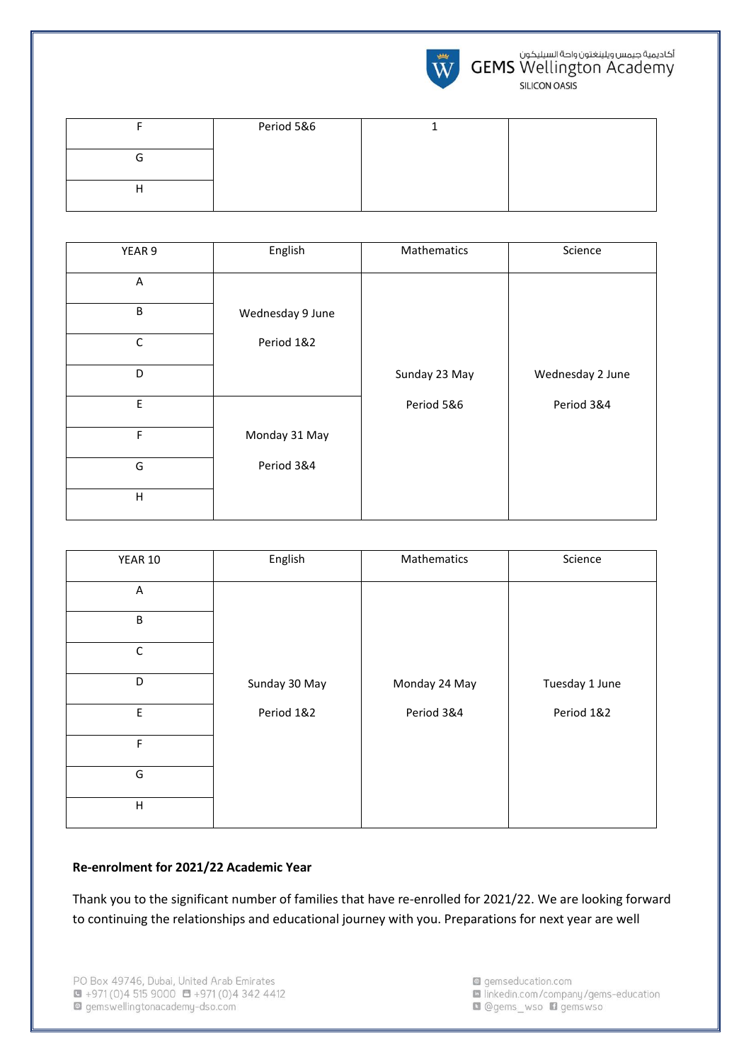| | | | |
|---|---|---|---|
| F | Period 5&6 | 1 | |
| G | | | |
| H | | | |

| YEAR 9 | English | Mathematics | Science |
|---|---|---|---|
| A | Wednesday 9 June Period 1&2 | Sunday 23 May Period 5&6 | Wednesday 2 June Period 3&4 |
| B | | | |
| C | | | |
| D | | | |
| E | Monday 31 May Period 3&4 | | |
| F | | | |
| G | | | |
| H | | | |

| YEAR 10 | English | Mathematics | Science |
|---|---|---|---|
| A | Sunday 30 May Period 1&2 | Monday 24 May Period 3&4 | Tuesday 1 June Period 1&2 |
| B | | | |
| C | | | |
| D | | | |
| E | | | |
| F | | | |
| G | | | |
| H | | | |

**Re-enrolment for 2021/22 Academic Year**

Thank you to the significant number of families that have re-enrolled for 2021/22. We are looking forward to continuing the relationships and educational journey with you. Preparations for next year are well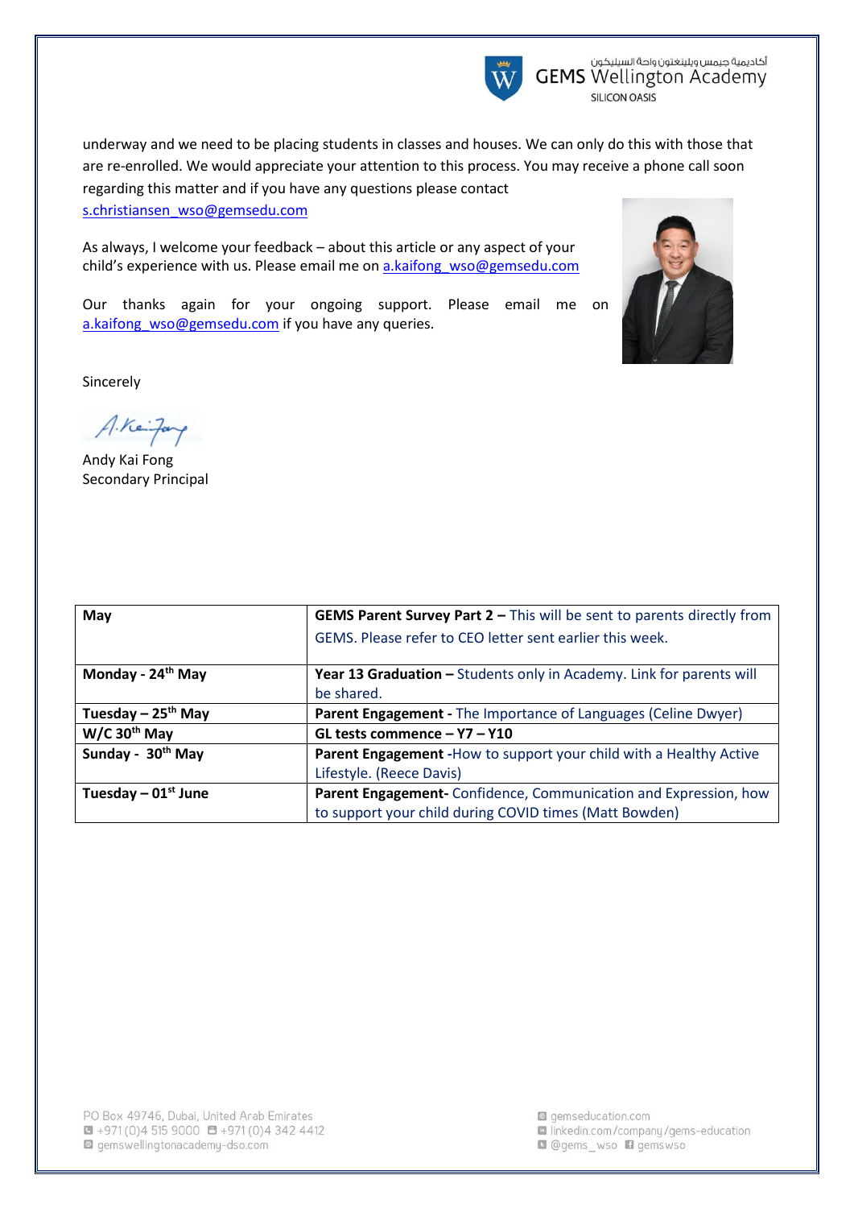underway and we need to be placing students in classes and houses. We can only do this with those that are re-enrolled. We would appreciate your attention to this process. You may receive a phone call soon regarding this matter and if you have any questions please contact s.christiansen_wso@gemsedu.com

As always, I welcome your feedback – about this article or any aspect of your child's experience with us. Please email me on a.kaifong_wso@gemsedu.com

Our thanks again for your ongoing support. Please email me on a.kaifong_wso@gemsedu.com if you have any queries.

Sincerely

Andy Kai Fong
Secondary Principal

| | |
|---|---|
| **May** | **GEMS Parent Survey Part 2 –** This will be sent to parents directly from GEMS. Please refer to CEO letter sent earlier this week. |
| **Monday - 24th May** | **Year 13 Graduation –** Students only in Academy. Link for parents will be shared. |
| **Tuesday – 25th May** | **Parent Engagement -** The Importance of Languages (Celine Dwyer) |
| **W/C 30th May** | **GL tests commence – Y7 – Y10** |
| **Sunday - 30th May** | **Parent Engagement -**How to support your child with a Healthy Active Lifestyle. (Reece Davis) |
| **Tuesday – 01st June** | **Parent Engagement-** Confidence, Communication and Expression, how to support your child during COVID times (Matt Bowden) |